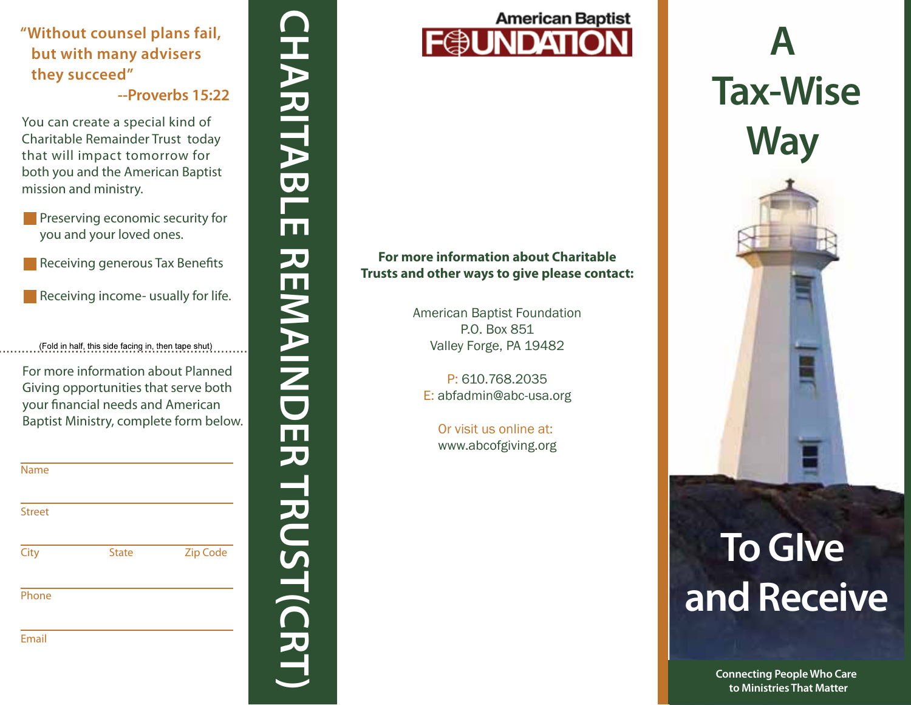"Without counsel plans fail, but with many advisers they succeed"

--Proverbs 15:22

You can create a special kind of Charitable Remainder Trust today that will impact tomorrow for both you and the American Baptist mission and ministry.

- Preserving economic security for you and your loved ones.
- Receiving generous Tax Benefits
- Receiving income- usually for life.

(Fold in half, this side facing in, then tape shut)

For more information about Planned Giving opportunities that serve both your financial needs and American Baptist Ministry, complete form below.

Name

Street

City State Zip Code

Phone

Email

# CHARITABLE REMAINDER TRUST(CRT)

American Baptist FOUNDATION

**For more information about Charitable Trusts and other ways to give please contact:**

American Baptist Foundation
P.O. Box 851
Valley Forge, PA 19482

P: 610.768.2035
E: abfadmin@abc-usa.org

Or visit us online at:
www.abcofgiving.org

# A Tax-Wise Way

# To GIve and Receive

**Connecting People Who Care to Ministries That Matter**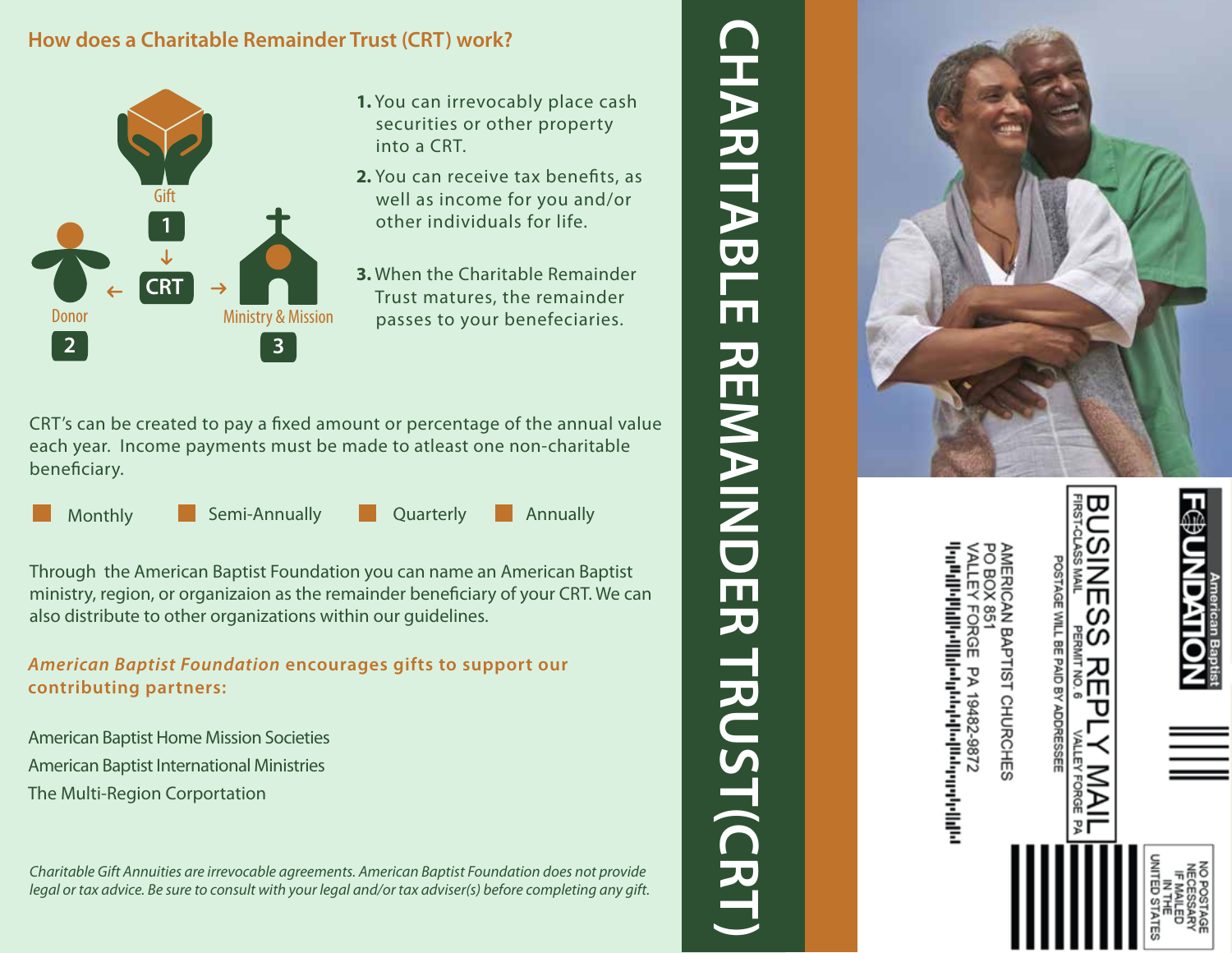## How does a Charitable Remainder Trust (CRT) work?

Gift
1
CRT
Donor
2
Ministry & Mission
3

1. You can irrevocably place cash securities or other property into a CRT.
2. You can receive tax benefits, as well as income for you and/or other individuals for life.
3. When the Charitable Remainder Trust matures, the remainder passes to your benefeciaries.

CRT's can be created to pay a fixed amount or percentage of the annual value each year. Income payments must be made to atleast one non-charitable beneficiary.

- Monthly
- Semi-Annually
- Quarterly
- Annually

Through the American Baptist Foundation you can name an American Baptist ministry, region, or organizaion as the remainder beneficiary of your CRT. We can also distribute to other organizations within our guidelines.

***American Baptist Foundation*** **encourages gifts to support our contributing partners:**

American Baptist Home Mission Societies
American Baptist International Ministries
The Multi-Region Corportation

*Charitable Gift Annuities are irrevocable agreements. American Baptist Foundation does not provide legal or tax advice. Be sure to consult with your legal and/or tax adviser(s) before completing any gift.*

# CHARITABLE REMAINDER TRUST(CRT)

American Baptist FOUNDATION

NO POSTAGE NECESSARY IF MAILED IN THE UNITED STATES

BUSINESS REPLY MAIL
FIRST-CLASS MAIL PERMIT NO. 6 VALLEY FORGE PA
POSTAGE WILL BE PAID BY ADDRESSEE

AMERICAN BAPTIST CHURCHES
PO BOX 851
VALLEY FORGE PA 19482-9872